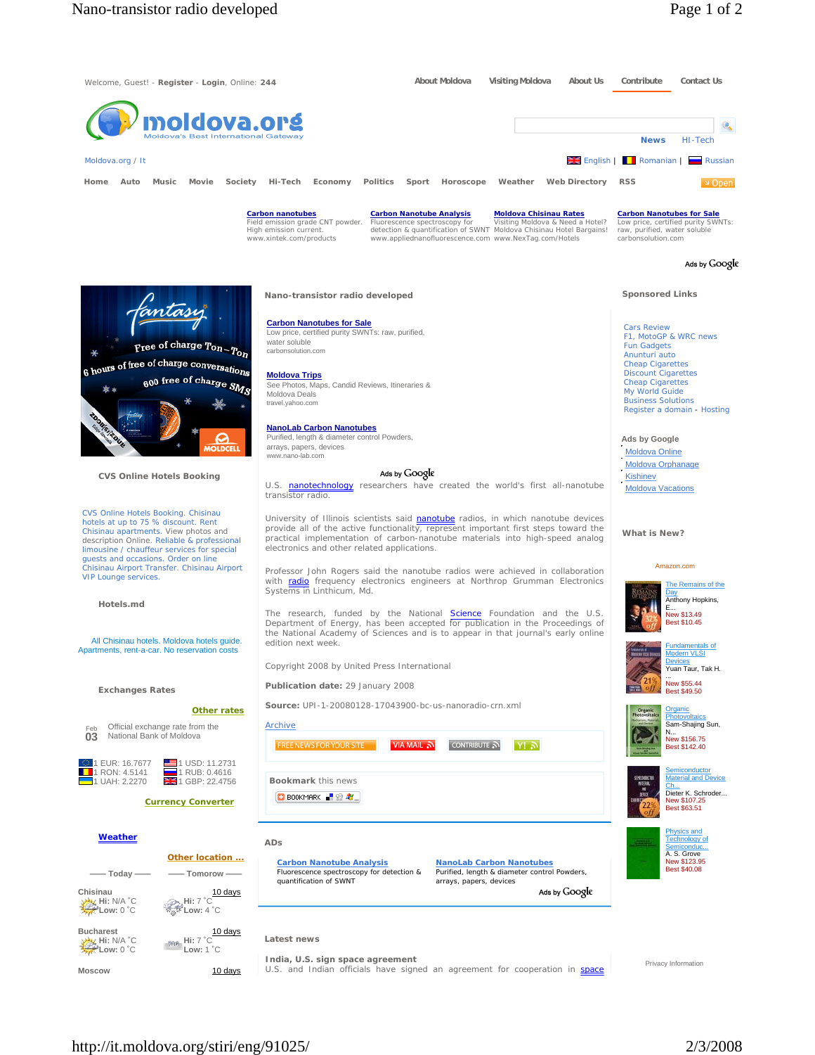Welcome, Guest! - **Register** - **Login**, Online: **244**

About Moldova | Visiting Moldova | About Us | Contribute | Contact Us

moldova.org — Moldova's Best International Gateway

News | HI-Tech

Moldova.org / It

English | Romanian | Russian

Home | Auto | Music | Movie | Society | Hi-Tech | Economy | Politics | Sport | Horoscope | Weather | Web Directory | RSS

» Open

**Carbon nanotubes**
Field emission grade CNT powder. High emission current.
www.xintek.com/products

**Carbon Nanotube Analysis**
Fluorescence spectroscopy for detection & quantification of SWNT
www.appliednanofluorescence.com

**Moldova Chisinau Rates**
Visiting Moldova & Need a Hotel? Moldova Chisinau Hotel Bargains!
www.NexTag.com/Hotels

**Carbon Nanotubes for Sale**
Low price, certified purity SWNTs: raw, purified, water soluble
carbonsolution.com

Ads by Google

## Nano-transistor radio developed

**Carbon Nanotubes for Sale**
Low price, certified purity SWNTs: raw, purified, water soluble
carbonsolution.com

**Moldova Trips**
See Photos, Maps, Candid Reviews, Itineraries & Moldova Deals
travel.yahoo.com

**NanoLab Carbon Nanotubes**
Purified, length & diameter control Powders, arrays, papers, devices
www.nano-lab.com

Ads by Google

U.S. nanotechnology researchers have created the world's first all-nanotube transistor radio.

University of Illinois scientists said nanotube radios, in which nanotube devices provide all of the active functionality, represent important first steps toward the practical implementation of carbon-nanotube materials into high-speed analog electronics and other related applications.

Professor John Rogers said the nanotube radios were achieved in collaboration with radio frequency electronics engineers at Northrop Grumman Electronics Systems in Linthicum, Md.

The research, funded by the National Science Foundation and the U.S. Department of Energy, has been accepted for publication in the Proceedings of the National Academy of Sciences and is to appear in that journal's early online edition next week.

Copyright 2008 by United Press International

**Publication date:** 29 January 2008

**Source:** UPI-1-20080128-17043900-bc-us-nanoradio-crn.xml

Archive

FREE NEWS FOR YOUR SITE | VIA MAIL | CONTRIBUTE | Y!

**Bookmark** this news

BOOKMARK

### ADs

**Carbon Nanotube Analysis**
Fluorescence spectroscopy for detection & quantification of SWNT

**NanoLab Carbon Nanotubes**
Purified, length & diameter control Powders, arrays, papers, devices

Ads by Google

### Latest news

**India, U.S. sign space agreement**
U.S. and Indian officials have signed an agreement for cooperation in space

---

### CVS Online Hotels Booking

CVS Online Hotels Booking. Chisinau hotels at up to 75 % discount. Rent Chisinau apartments. View photos and description Online. Reliable & professional limousine / chauffeur services for special guests and occasions. Order on line Chisinau Airport Transfer. Chisinau Airport VIP Lounge services.

### Hotels.md

All Chisinau hotels. Moldova hotels guide. Apartments, rent-a-car. No reservation costs

### Exchanges Rates

Other rates

Feb 03 — Official exchange rate from the National Bank of Moldova

| | |
|---|---|
| 1 EUR: 16.7677 | 1 USD: 11.2731 |
| 1 RON: 4.5141 | 1 RUB: 0.4616 |
| 1 UAH: 2.2270 | 1 GBP: 22.4756 |

Currency Converter

### Weather

Other location ...

| | Today | Tomorow |
|---|---|---|
| Chisinau (10 days) | Hi: N/A °C Low: 0 °C | Hi: 7 °C Low: 4 °C |
| Bucharest (10 days) | Hi: N/A °C Low: 0 °C | Hi: 7 °C Low: 1 °C |
| Moscow (10 days) | | |

---

### Sponsored Links

- Cars Review
- F1, MotoGP & WRC news
- Fun Gadgets
- Anunturi auto
- Cheap Cigarettes
- Discount Cigarettes
- Cheap Cigarettes
- My World Guide
- Business Solutions
- Register a domain - Hosting

**Ads by Google**

- Moldova Online
- Moldova Orphanage
- Kishinev
- Moldova Vacations

### What is New?

Amazon.com

- The Remains of the Day — Anthony Hopkins, E... — New $13.49, Best $10.45
- Fundamentals of Modern VLSI Devices — Yuan Taur, Tak H. ... — New $55.44, Best $49.50
- Organic Photovoltaics — Sam-Shajing Sun, N... — New $156.75, Best $142.40
- Semiconductor Material and Device Ch... — Dieter K. Schroder... — New $107.25, Best $63.51
- Physics and Technology of Semiconduc... — A. S. Grove — New $123.95, Best $40.08

Privacy Information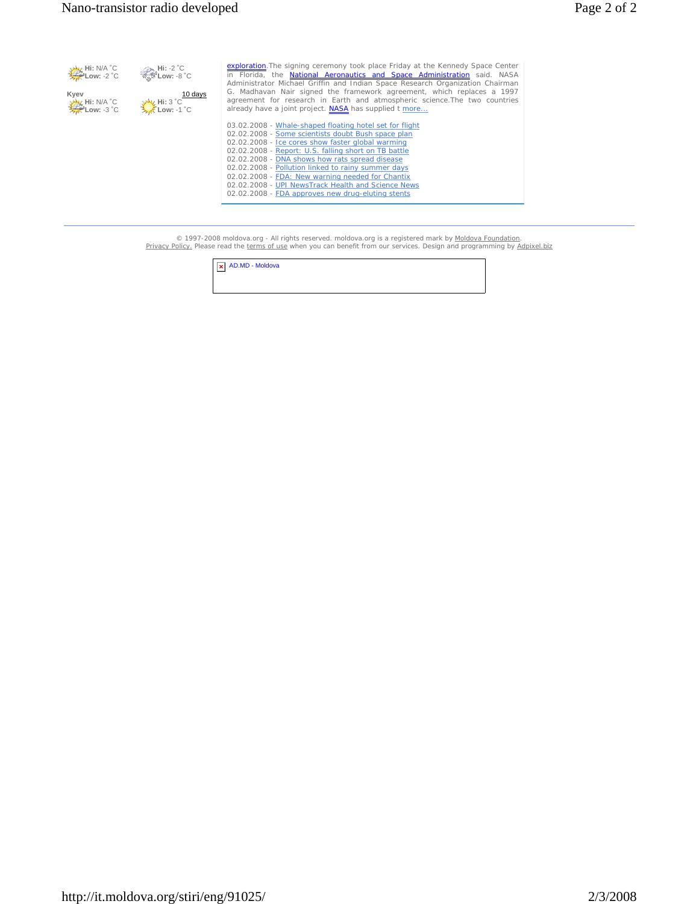Hi: N/A °C
Low: -2 °C

Hi: -2 °C
Low: -8 °C

Kyev

10 days

Hi: N/A °C
Low: -3 °C

Hi: 3 °C
Low: -1 °C

exploration.The signing ceremony took place Friday at the Kennedy Space Center in Florida, the National Aeronautics and Space Administration said. NASA Administrator Michael Griffin and Indian Space Research Organization Chairman G. Madhavan Nair signed the framework agreement, which replaces a 1997 agreement for research in Earth and atmospheric science.The two countries already have a joint project. NASA has supplied t more...

03.02.2008 - Whale-shaped floating hotel set for flight
02.02.2008 - Some scientists doubt Bush space plan
02.02.2008 - Ice cores show faster global warming
02.02.2008 - Report: U.S. falling short on TB battle
02.02.2008 - DNA shows how rats spread disease
02.02.2008 - Pollution linked to rainy summer days
02.02.2008 - FDA: New warning needed for Chantix
02.02.2008 - UPI NewsTrack Health and Science News
02.02.2008 - FDA approves new drug-eluting stents

© 1997-2008 moldova.org - All rights reserved. moldova.org is a registered mark by Moldova Foundation.
Privacy Policy. Please read the terms of use when you can benefit from our services. Design and programming by Adpixel.biz

AD.MD - Moldova